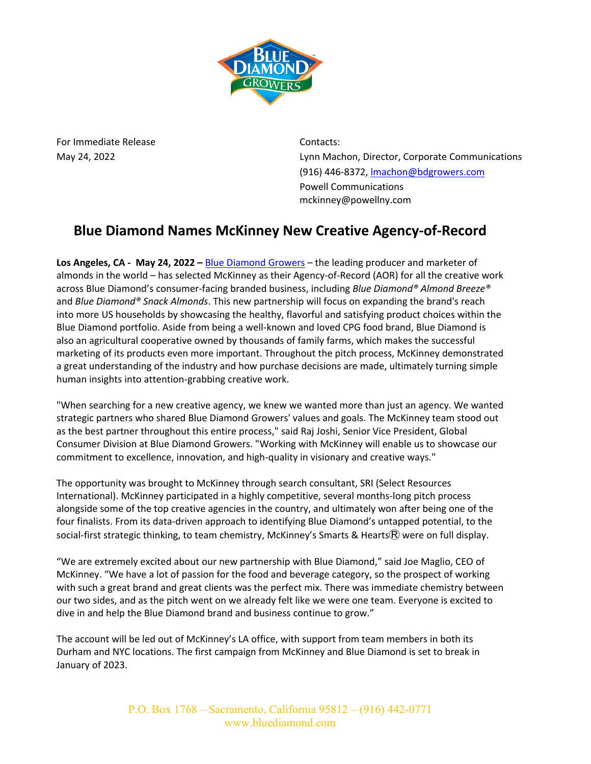For Immediate Release
May 24, 2022

Contacts:
Lynn Machon, Director, Corporate Communications
(916) 446-8372, lmachon@bdgrowers.com
Powell Communications
mckinney@powellny.com

# Blue Diamond Names McKinney New Creative Agency-of-Record

**Los Angeles, CA - May 24, 2022 –** Blue Diamond Growers – the leading producer and marketer of almonds in the world – has selected McKinney as their Agency-of-Record (AOR) for all the creative work across Blue Diamond's consumer-facing branded business, including *Blue Diamond® Almond Breeze®* and *Blue Diamond® Snack Almonds*. This new partnership will focus on expanding the brand's reach into more US households by showcasing the healthy, flavorful and satisfying product choices within the Blue Diamond portfolio. Aside from being a well-known and loved CPG food brand, Blue Diamond is also an agricultural cooperative owned by thousands of family farms, which makes the successful marketing of its products even more important. Throughout the pitch process, McKinney demonstrated a great understanding of the industry and how purchase decisions are made, ultimately turning simple human insights into attention-grabbing creative work.

"When searching for a new creative agency, we knew we wanted more than just an agency. We wanted strategic partners who shared Blue Diamond Growers' values and goals. The McKinney team stood out as the best partner throughout this entire process," said Raj Joshi, Senior Vice President, Global Consumer Division at Blue Diamond Growers. "Working with McKinney will enable us to showcase our commitment to excellence, innovation, and high-quality in visionary and creative ways."

The opportunity was brought to McKinney through search consultant, SRI (Select Resources International). McKinney participated in a highly competitive, several months-long pitch process alongside some of the top creative agencies in the country, and ultimately won after being one of the four finalists. From its data-driven approach to identifying Blue Diamond's untapped potential, to the social-first strategic thinking, to team chemistry, McKinney's Smarts & Hearts® were on full display.

"We are extremely excited about our new partnership with Blue Diamond," said Joe Maglio, CEO of McKinney. "We have a lot of passion for the food and beverage category, so the prospect of working with such a great brand and great clients was the perfect mix. There was immediate chemistry between our two sides, and as the pitch went on we already felt like we were one team. Everyone is excited to dive in and help the Blue Diamond brand and business continue to grow."

The account will be led out of McKinney's LA office, with support from team members in both its Durham and NYC locations. The first campaign from McKinney and Blue Diamond is set to break in January of 2023.

P.O. Box 1768 – Sacramento, California 95812 – (916) 442-0771
www.bluediamond.com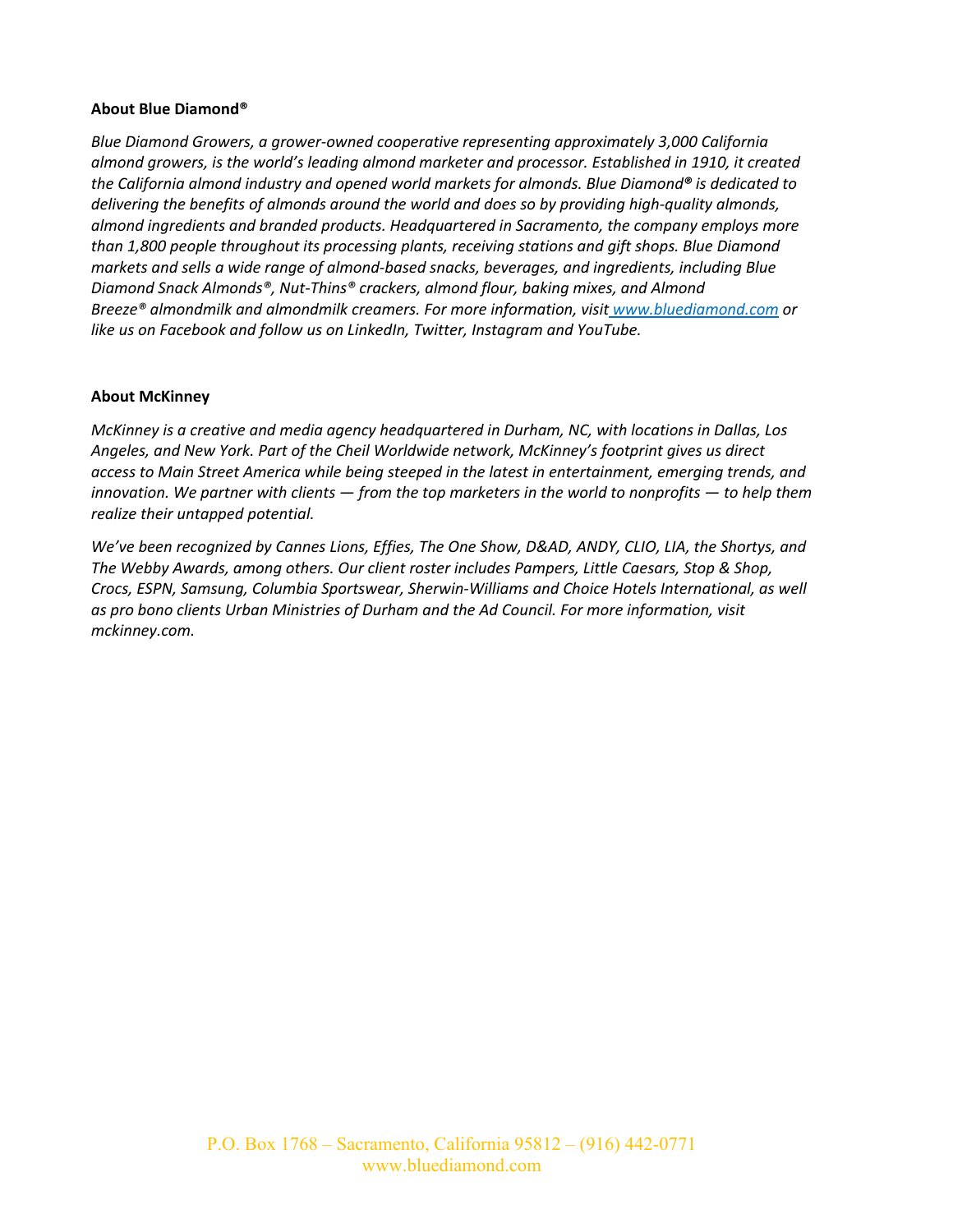**About Blue Diamond®**

*Blue Diamond Growers, a grower-owned cooperative representing approximately 3,000 California almond growers, is the world's leading almond marketer and processor. Established in 1910, it created the California almond industry and opened world markets for almonds. Blue Diamond® is dedicated to delivering the benefits of almonds around the world and does so by providing high-quality almonds, almond ingredients and branded products. Headquartered in Sacramento, the company employs more than 1,800 people throughout its processing plants, receiving stations and gift shops. Blue Diamond markets and sells a wide range of almond-based snacks, beverages, and ingredients, including Blue Diamond Snack Almonds®, Nut-Thins® crackers, almond flour, baking mixes, and Almond Breeze® almondmilk and almondmilk creamers. For more information, visit www.bluediamond.com or like us on Facebook and follow us on LinkedIn, Twitter, Instagram and YouTube.*

**About McKinney**

*McKinney is a creative and media agency headquartered in Durham, NC, with locations in Dallas, Los Angeles, and New York. Part of the Cheil Worldwide network, McKinney's footprint gives us direct access to Main Street America while being steeped in the latest in entertainment, emerging trends, and innovation. We partner with clients — from the top marketers in the world to nonprofits — to help them realize their untapped potential.*

*We've been recognized by Cannes Lions, Effies, The One Show, D&AD, ANDY, CLIO, LIA, the Shortys, and The Webby Awards, among others. Our client roster includes Pampers, Little Caesars, Stop & Shop, Crocs, ESPN, Samsung, Columbia Sportswear, Sherwin-Williams and Choice Hotels International, as well as pro bono clients Urban Ministries of Durham and the Ad Council. For more information, visit mckinney.com.*